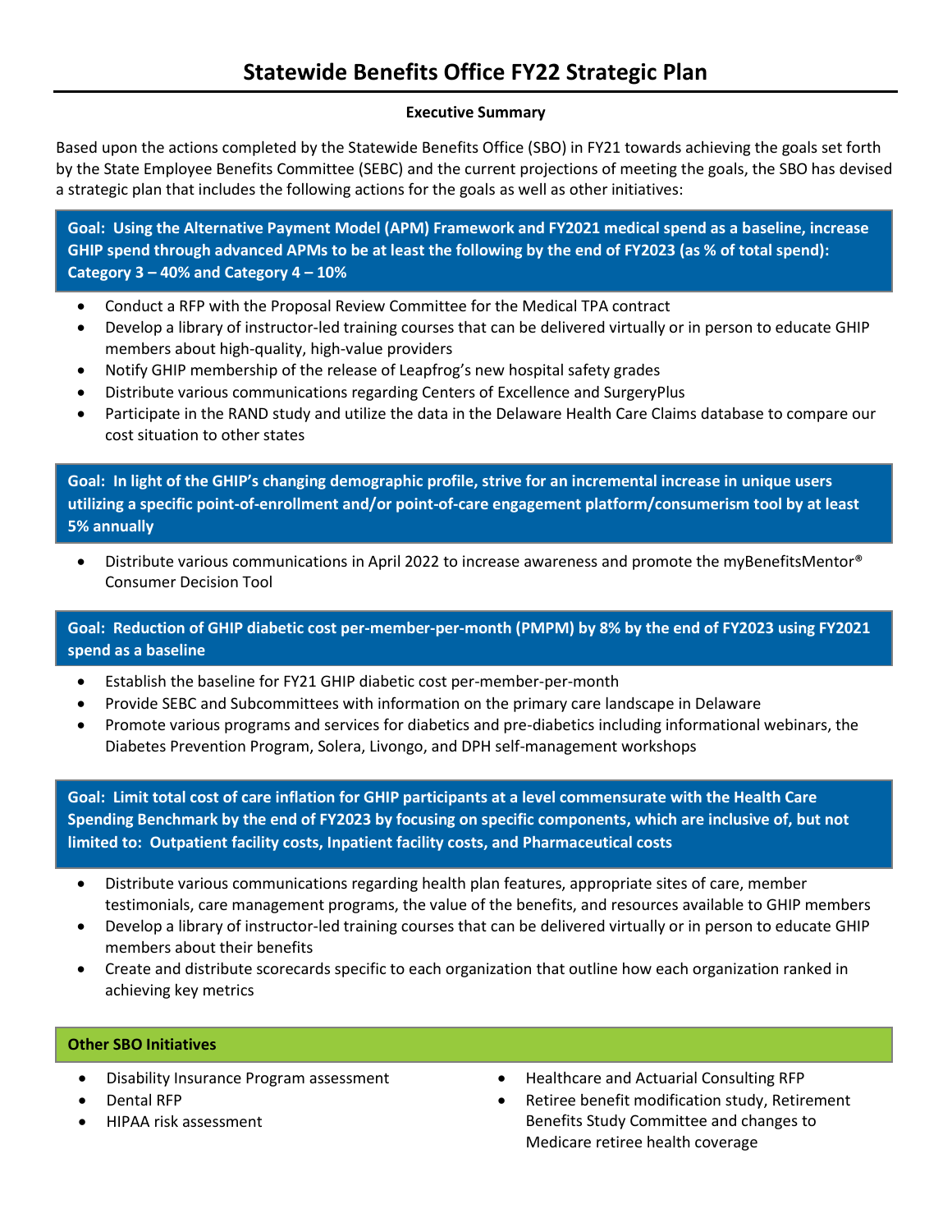# Statewide Benefits Office FY22 Strategic Plan

**Executive Summary**

Based upon the actions completed by the Statewide Benefits Office (SBO) in FY21 towards achieving the goals set forth by the State Employee Benefits Committee (SEBC) and the current projections of meeting the goals, the SBO has devised a strategic plan that includes the following actions for the goals as well as other initiatives:

**Goal: Using the Alternative Payment Model (APM) Framework and FY2021 medical spend as a baseline, increase GHIP spend through advanced APMs to be at least the following by the end of FY2023 (as % of total spend): Category 3 – 40% and Category 4 – 10%**

- Conduct a RFP with the Proposal Review Committee for the Medical TPA contract
- Develop a library of instructor-led training courses that can be delivered virtually or in person to educate GHIP members about high-quality, high-value providers
- Notify GHIP membership of the release of Leapfrog's new hospital safety grades
- Distribute various communications regarding Centers of Excellence and SurgeryPlus
- Participate in the RAND study and utilize the data in the Delaware Health Care Claims database to compare our cost situation to other states

**Goal: In light of the GHIP's changing demographic profile, strive for an incremental increase in unique users utilizing a specific point-of-enrollment and/or point-of-care engagement platform/consumerism tool by at least 5% annually**

- Distribute various communications in April 2022 to increase awareness and promote the myBenefitsMentor® Consumer Decision Tool

**Goal: Reduction of GHIP diabetic cost per-member-per-month (PMPM) by 8% by the end of FY2023 using FY2021 spend as a baseline**

- Establish the baseline for FY21 GHIP diabetic cost per-member-per-month
- Provide SEBC and Subcommittees with information on the primary care landscape in Delaware
- Promote various programs and services for diabetics and pre-diabetics including informational webinars, the Diabetes Prevention Program, Solera, Livongo, and DPH self-management workshops

**Goal: Limit total cost of care inflation for GHIP participants at a level commensurate with the Health Care Spending Benchmark by the end of FY2023 by focusing on specific components, which are inclusive of, but not limited to: Outpatient facility costs, Inpatient facility costs, and Pharmaceutical costs**

- Distribute various communications regarding health plan features, appropriate sites of care, member testimonials, care management programs, the value of the benefits, and resources available to GHIP members
- Develop a library of instructor-led training courses that can be delivered virtually or in person to educate GHIP members about their benefits
- Create and distribute scorecards specific to each organization that outline how each organization ranked in achieving key metrics

**Other SBO Initiatives**

- Disability Insurance Program assessment
- Dental RFP
- HIPAA risk assessment
- Healthcare and Actuarial Consulting RFP
- Retiree benefit modification study, Retirement Benefits Study Committee and changes to Medicare retiree health coverage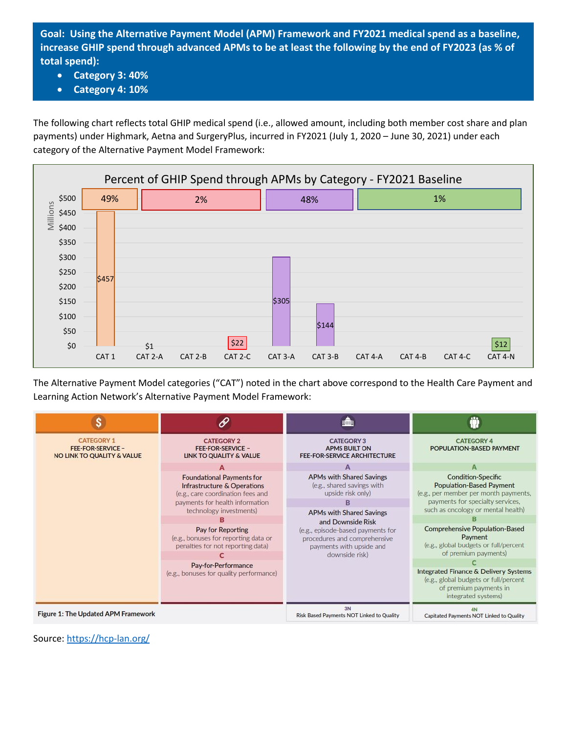**Goal: Using the Alternative Payment Model (APM) Framework and FY2021 medical spend as a baseline, increase GHIP spend through advanced APMs to be at least the following by the end of FY2023 (as % of total spend):**

- **Category 3: 40%**
- **Category 4: 10%**

The following chart reflects total GHIP medical spend (i.e., allowed amount, including both member cost share and plan payments) under Highmark, Aetna and SurgeryPlus, incurred in FY2021 (July 1, 2020 – June 30, 2021) under each category of the Alternative Payment Model Framework:

**Percent of GHIP Spend through APMs by Category - FY2021 Baseline**

| Category | Spend (Millions) | Category Group Share |
|---|---|---|
| CAT 1 | $457 | 49% |
| CAT 2-A | $1 | 2% |
| CAT 2-B | | |
| CAT 2-C | $22 | |
| CAT 3-A | $305 | 48% |
| CAT 3-B | $144 | |
| CAT 4-A | | 1% |
| CAT 4-B | | |
| CAT 4-C | | |
| CAT 4-N | $12 | |

The Alternative Payment Model categories ("CAT") noted in the chart above correspond to the Health Care Payment and Learning Action Network's Alternative Payment Model Framework:

| CATEGORY 1 FEE-FOR-SERVICE – NO LINK TO QUALITY & VALUE | CATEGORY 2 FEE-FOR-SERVICE – LINK TO QUALITY & VALUE | CATEGORY 3 APMS BUILT ON FEE-FOR-SERVICE ARCHITECTURE | CATEGORY 4 POPULATION-BASED PAYMENT |
|---|---|---|---|
| | **A** Foundational Payments for Infrastructure & Operations (e.g., care coordination fees and payments for health information technology investments) | **A** APMs with Shared Savings (e.g., shared savings with upside risk only) | **A** Condition-Specific Population-Based Payment (e.g., per member per month payments, payments for specialty services, such as oncology or mental health) |
| | **B** Pay for Reporting (e.g., bonuses for reporting data or penalties for not reporting data) | **B** APMs with Shared Savings and Downside Risk (e.g., episode-based payments for procedures and comprehensive payments with upside and downside risk) | **B** Comprehensive Population-Based Payment (e.g., global budgets or full/percent of premium payments) |
| | **C** Pay-for-Performance (e.g., bonuses for quality performance) | | **C** Integrated Finance & Delivery Systems (e.g., global budgets or full/percent of premium payments in integrated systems) |
| | | **3N** Risk Based Payments NOT Linked to Quality | **4N** Capitated Payments NOT Linked to Quality |

Figure 1: The Updated APM Framework

Source: https://hcp-lan.org/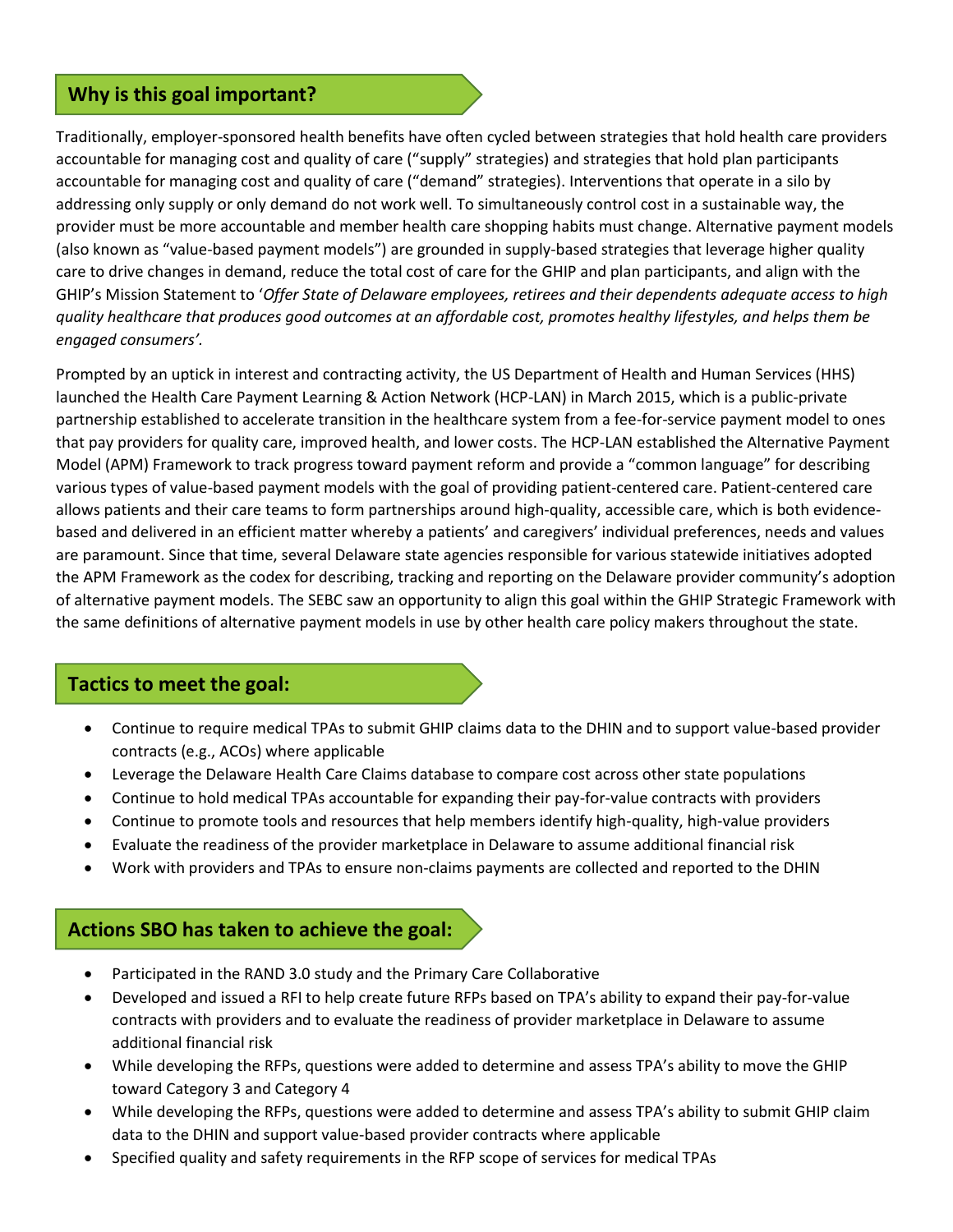## Why is this goal important?

Traditionally, employer-sponsored health benefits have often cycled between strategies that hold health care providers accountable for managing cost and quality of care ("supply" strategies) and strategies that hold plan participants accountable for managing cost and quality of care ("demand" strategies). Interventions that operate in a silo by addressing only supply or only demand do not work well. To simultaneously control cost in a sustainable way, the provider must be more accountable and member health care shopping habits must change. Alternative payment models (also known as "value-based payment models") are grounded in supply-based strategies that leverage higher quality care to drive changes in demand, reduce the total cost of care for the GHIP and plan participants, and align with the GHIP's Mission Statement to '*Offer State of Delaware employees, retirees and their dependents adequate access to high quality healthcare that produces good outcomes at an affordable cost, promotes healthy lifestyles, and helps them be engaged consumers'*.

Prompted by an uptick in interest and contracting activity, the US Department of Health and Human Services (HHS) launched the Health Care Payment Learning & Action Network (HCP-LAN) in March 2015, which is a public-private partnership established to accelerate transition in the healthcare system from a fee-for-service payment model to ones that pay providers for quality care, improved health, and lower costs. The HCP-LAN established the Alternative Payment Model (APM) Framework to track progress toward payment reform and provide a "common language" for describing various types of value-based payment models with the goal of providing patient-centered care. Patient-centered care allows patients and their care teams to form partnerships around high-quality, accessible care, which is both evidence-based and delivered in an efficient matter whereby a patients' and caregivers' individual preferences, needs and values are paramount. Since that time, several Delaware state agencies responsible for various statewide initiatives adopted the APM Framework as the codex for describing, tracking and reporting on the Delaware provider community's adoption of alternative payment models. The SEBC saw an opportunity to align this goal within the GHIP Strategic Framework with the same definitions of alternative payment models in use by other health care policy makers throughout the state.

## Tactics to meet the goal:

- Continue to require medical TPAs to submit GHIP claims data to the DHIN and to support value-based provider contracts (e.g., ACOs) where applicable
- Leverage the Delaware Health Care Claims database to compare cost across other state populations
- Continue to hold medical TPAs accountable for expanding their pay-for-value contracts with providers
- Continue to promote tools and resources that help members identify high-quality, high-value providers
- Evaluate the readiness of the provider marketplace in Delaware to assume additional financial risk
- Work with providers and TPAs to ensure non-claims payments are collected and reported to the DHIN

## Actions SBO has taken to achieve the goal:

- Participated in the RAND 3.0 study and the Primary Care Collaborative
- Developed and issued a RFI to help create future RFPs based on TPA's ability to expand their pay-for-value contracts with providers and to evaluate the readiness of provider marketplace in Delaware to assume additional financial risk
- While developing the RFPs, questions were added to determine and assess TPA's ability to move the GHIP toward Category 3 and Category 4
- While developing the RFPs, questions were added to determine and assess TPA's ability to submit GHIP claim data to the DHIN and support value-based provider contracts where applicable
- Specified quality and safety requirements in the RFP scope of services for medical TPAs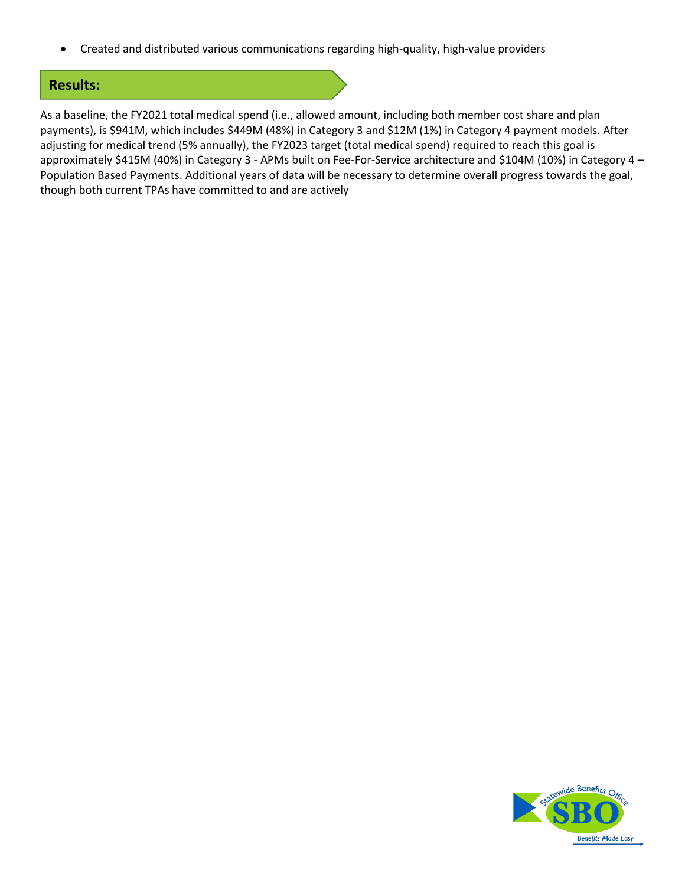- Created and distributed various communications regarding high-quality, high-value providers

## Results:

As a baseline, the FY2021 total medical spend (i.e., allowed amount, including both member cost share and plan payments), is $941M, which includes $449M (48%) in Category 3 and $12M (1%) in Category 4 payment models. After adjusting for medical trend (5% annually), the FY2023 target (total medical spend) required to reach this goal is approximately $415M (40%) in Category 3 - APMs built on Fee-For-Service architecture and $104M (10%) in Category 4 – Population Based Payments. Additional years of data will be necessary to determine overall progress towards the goal, though both current TPAs have committed to and are actively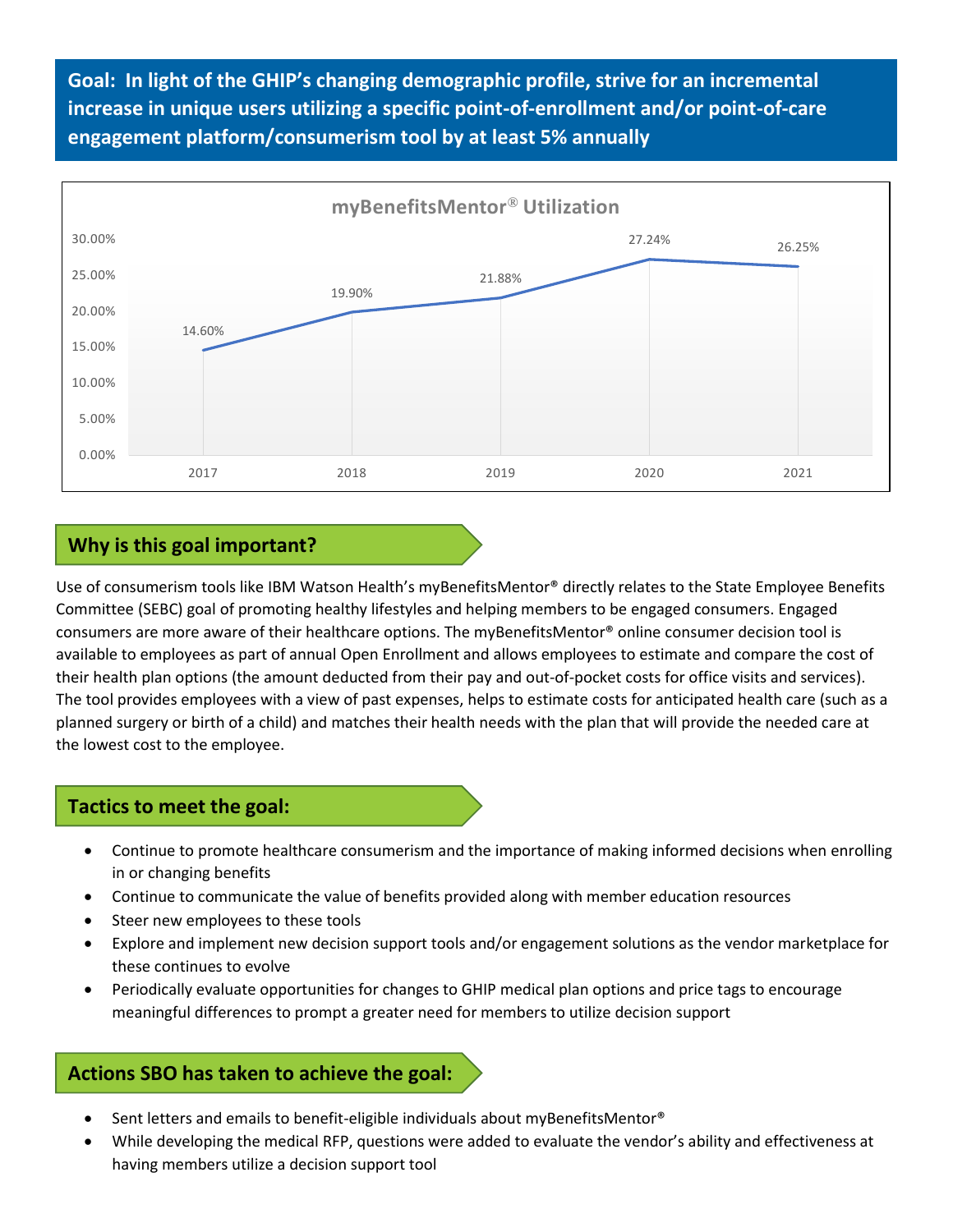**Goal: In light of the GHIP's changing demographic profile, strive for an incremental increase in unique users utilizing a specific point-of-enrollment and/or point-of-care engagement platform/consumerism tool by at least 5% annually**

**myBenefitsMentor® Utilization**

| Year | Utilization |
|---|---|
| 2017 | 14.60% |
| 2018 | 19.90% |
| 2019 | 21.88% |
| 2020 | 27.24% |
| 2021 | 26.25% |

## Why is this goal important?

Use of consumerism tools like IBM Watson Health's myBenefitsMentor® directly relates to the State Employee Benefits Committee (SEBC) goal of promoting healthy lifestyles and helping members to be engaged consumers. Engaged consumers are more aware of their healthcare options. The myBenefitsMentor® online consumer decision tool is available to employees as part of annual Open Enrollment and allows employees to estimate and compare the cost of their health plan options (the amount deducted from their pay and out-of-pocket costs for office visits and services). The tool provides employees with a view of past expenses, helps to estimate costs for anticipated health care (such as a planned surgery or birth of a child) and matches their health needs with the plan that will provide the needed care at the lowest cost to the employee.

## Tactics to meet the goal:

- Continue to promote healthcare consumerism and the importance of making informed decisions when enrolling in or changing benefits
- Continue to communicate the value of benefits provided along with member education resources
- Steer new employees to these tools
- Explore and implement new decision support tools and/or engagement solutions as the vendor marketplace for these continues to evolve
- Periodically evaluate opportunities for changes to GHIP medical plan options and price tags to encourage meaningful differences to prompt a greater need for members to utilize decision support

## Actions SBO has taken to achieve the goal:

- Sent letters and emails to benefit-eligible individuals about myBenefitsMentor®
- While developing the medical RFP, questions were added to evaluate the vendor's ability and effectiveness at having members utilize a decision support tool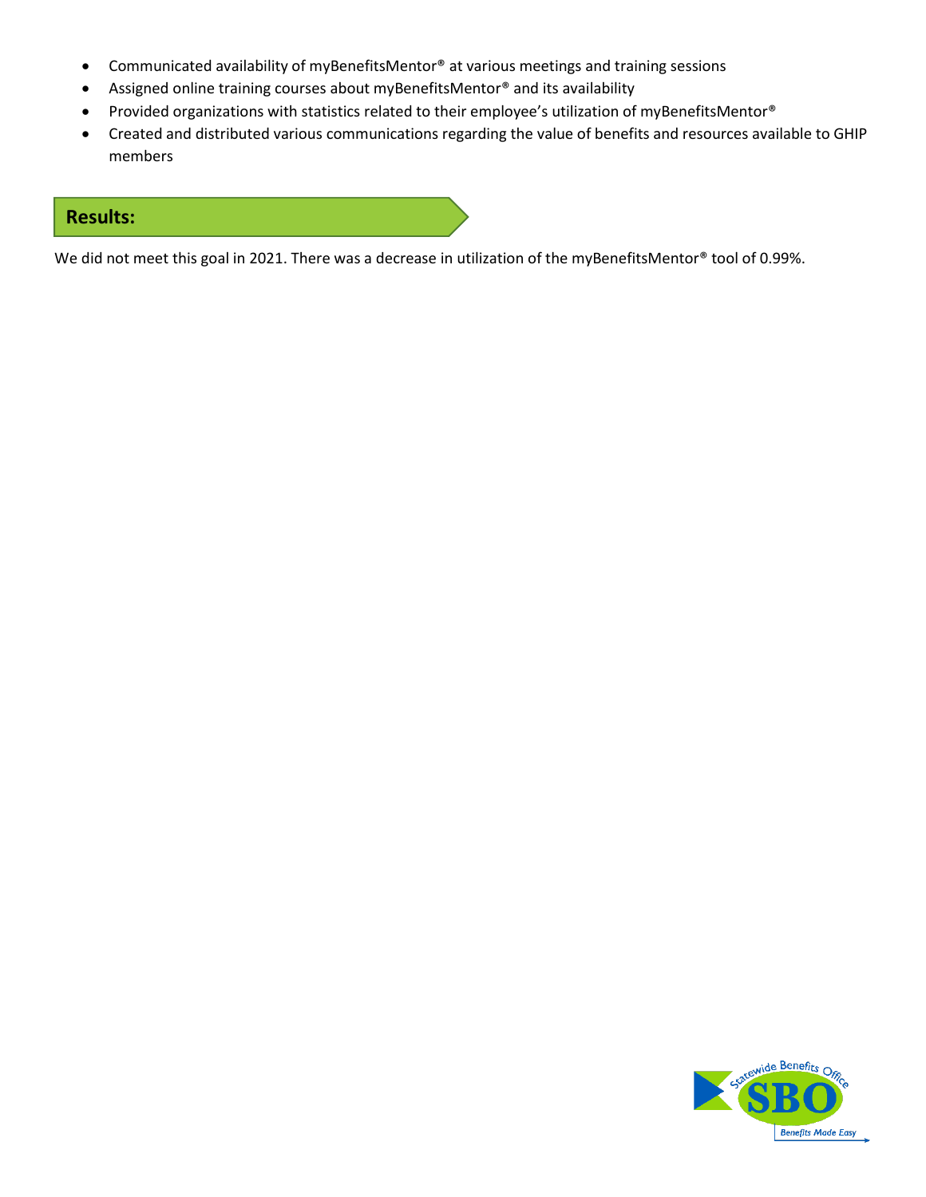- Communicated availability of myBenefitsMentor® at various meetings and training sessions
- Assigned online training courses about myBenefitsMentor® and its availability
- Provided organizations with statistics related to their employee's utilization of myBenefitsMentor®
- Created and distributed various communications regarding the value of benefits and resources available to GHIP members

## Results:

We did not meet this goal in 2021. There was a decrease in utilization of the myBenefitsMentor® tool of 0.99%.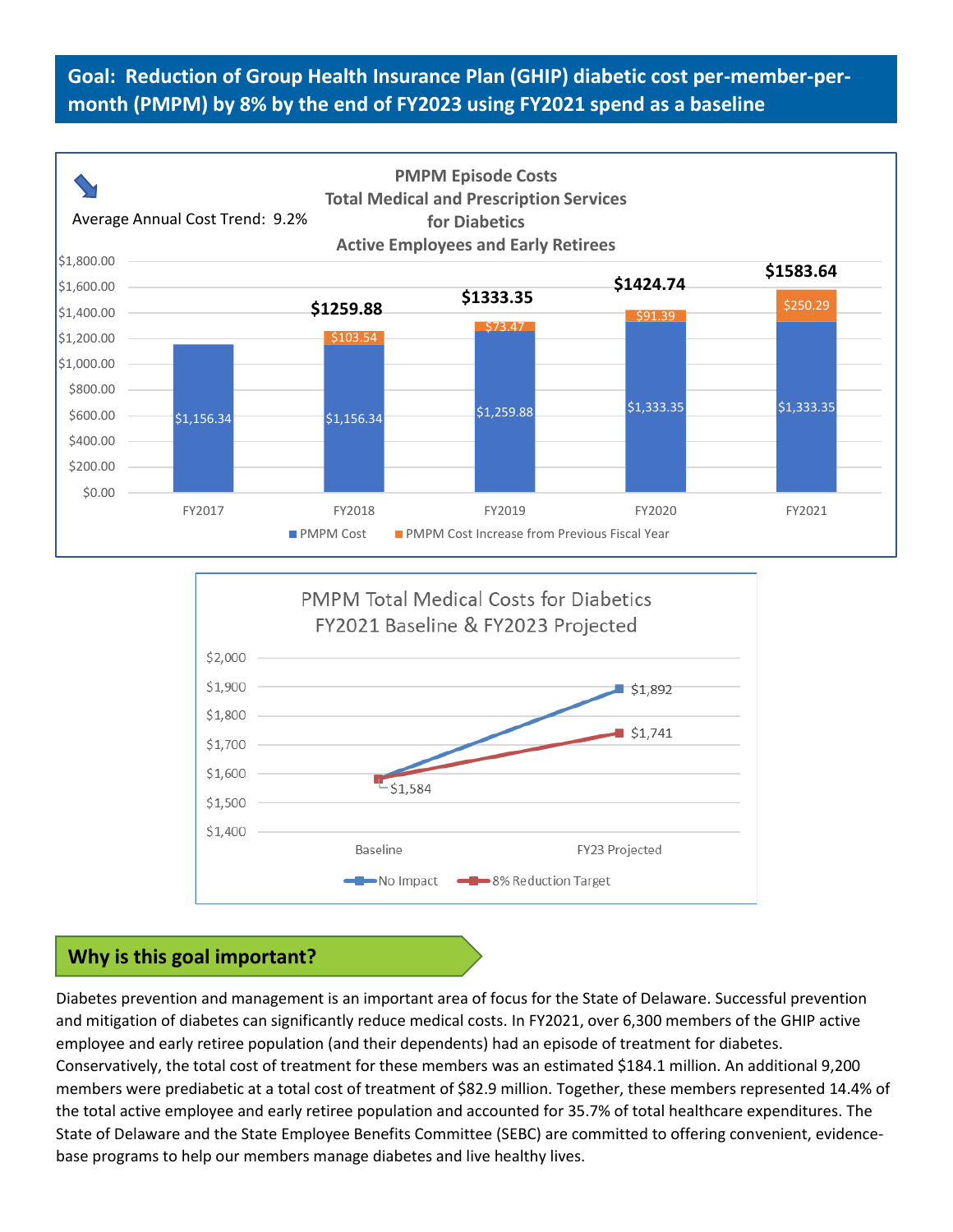## Goal: Reduction of Group Health Insurance Plan (GHIP) diabetic cost per-member-per-month (PMPM) by 8% by the end of FY2023 using FY2021 spend as a baseline

**PMPM Episode Costs**
**Total Medical and Prescription Services for Diabetics**
**Active Employees and Early Retirees**

Average Annual Cost Trend: 9.2%

| Fiscal Year | PMPM Cost | PMPM Cost Increase from Previous Fiscal Year | Total |
|---|---|---|---|
| FY2017 | $1,156.34 | | |
| FY2018 | $1,156.34 | $103.54 | $1259.88 |
| FY2019 | $1,259.88 | $73.47 | $1333.35 |
| FY2020 | $1,333.35 | $91.39 | $1424.74 |
| FY2021 | $1,333.35 | $250.29 | $1583.64 |

**PMPM Total Medical Costs for Diabetics FY2021 Baseline & FY2023 Projected**

| | Baseline | FY23 Projected |
|---|---|---|
| No Impact | $1,584 | $1,892 |
| 8% Reduction Target | $1,584 | $1,741 |

## Why is this goal important?

Diabetes prevention and management is an important area of focus for the State of Delaware. Successful prevention and mitigation of diabetes can significantly reduce medical costs. In FY2021, over 6,300 members of the GHIP active employee and early retiree population (and their dependents) had an episode of treatment for diabetes. Conservatively, the total cost of treatment for these members was an estimated $184.1 million. An additional 9,200 members were prediabetic at a total cost of treatment of $82.9 million. Together, these members represented 14.4% of the total active employee and early retiree population and accounted for 35.7% of total healthcare expenditures. The State of Delaware and the State Employee Benefits Committee (SEBC) are committed to offering convenient, evidence-base programs to help our members manage diabetes and live healthy lives.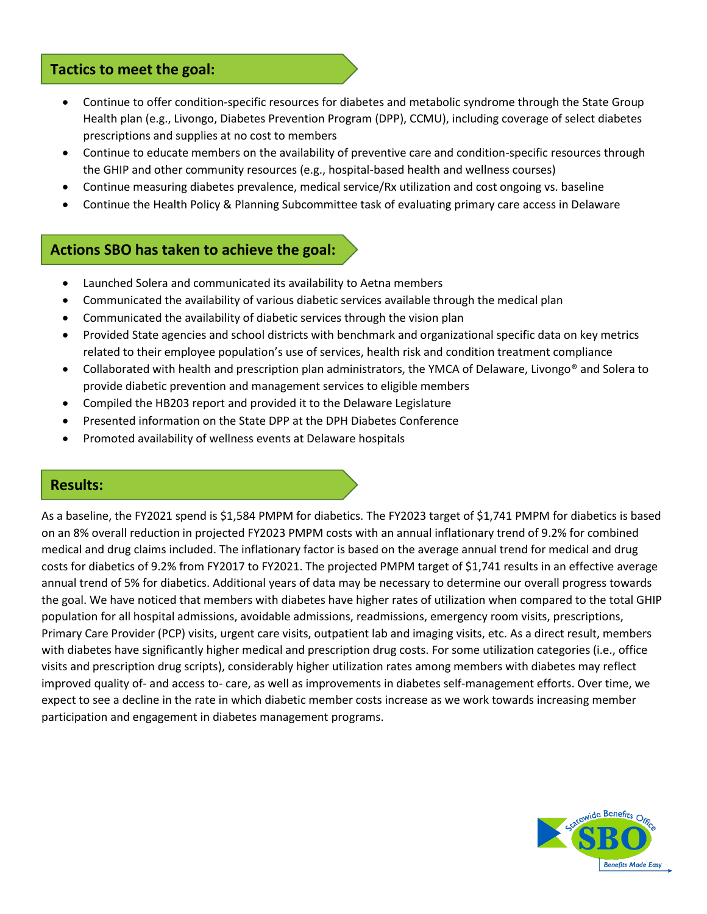## Tactics to meet the goal:

- Continue to offer condition-specific resources for diabetes and metabolic syndrome through the State Group Health plan (e.g., Livongo, Diabetes Prevention Program (DPP), CCMU), including coverage of select diabetes prescriptions and supplies at no cost to members
- Continue to educate members on the availability of preventive care and condition-specific resources through the GHIP and other community resources (e.g., hospital-based health and wellness courses)
- Continue measuring diabetes prevalence, medical service/Rx utilization and cost ongoing vs. baseline
- Continue the Health Policy & Planning Subcommittee task of evaluating primary care access in Delaware

## Actions SBO has taken to achieve the goal:

- Launched Solera and communicated its availability to Aetna members
- Communicated the availability of various diabetic services available through the medical plan
- Communicated the availability of diabetic services through the vision plan
- Provided State agencies and school districts with benchmark and organizational specific data on key metrics related to their employee population's use of services, health risk and condition treatment compliance
- Collaborated with health and prescription plan administrators, the YMCA of Delaware, Livongo® and Solera to provide diabetic prevention and management services to eligible members
- Compiled the HB203 report and provided it to the Delaware Legislature
- Presented information on the State DPP at the DPH Diabetes Conference
- Promoted availability of wellness events at Delaware hospitals

## Results:

As a baseline, the FY2021 spend is $1,584 PMPM for diabetics. The FY2023 target of $1,741 PMPM for diabetics is based on an 8% overall reduction in projected FY2023 PMPM costs with an annual inflationary trend of 9.2% for combined medical and drug claims included. The inflationary factor is based on the average annual trend for medical and drug costs for diabetics of 9.2% from FY2017 to FY2021. The projected PMPM target of $1,741 results in an effective average annual trend of 5% for diabetics. Additional years of data may be necessary to determine our overall progress towards the goal. We have noticed that members with diabetes have higher rates of utilization when compared to the total GHIP population for all hospital admissions, avoidable admissions, readmissions, emergency room visits, prescriptions, Primary Care Provider (PCP) visits, urgent care visits, outpatient lab and imaging visits, etc. As a direct result, members with diabetes have significantly higher medical and prescription drug costs. For some utilization categories (i.e., office visits and prescription drug scripts), considerably higher utilization rates among members with diabetes may reflect improved quality of- and access to- care, as well as improvements in diabetes self-management efforts. Over time, we expect to see a decline in the rate in which diabetic member costs increase as we work towards increasing member participation and engagement in diabetes management programs.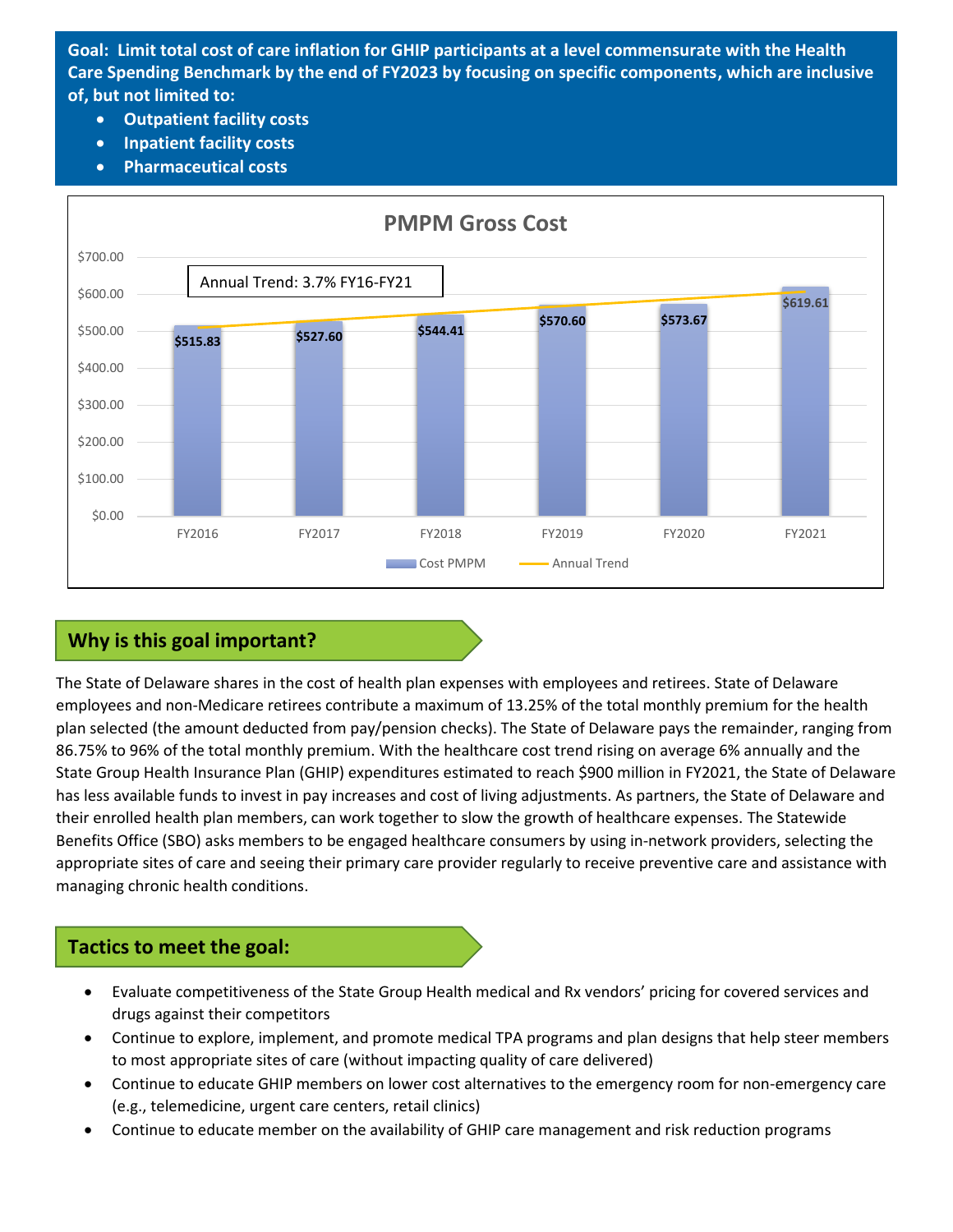**Goal: Limit total cost of care inflation for GHIP participants at a level commensurate with the Health Care Spending Benchmark by the end of FY2023 by focusing on specific components, which are inclusive of, but not limited to:**

- **Outpatient facility costs**
- **Inpatient facility costs**
- **Pharmaceutical costs**

**PMPM Gross Cost**

Annual Trend: 3.7% FY16-FY21

| Fiscal Year | Cost PMPM |
|---|---|
| FY2016 | $515.83 |
| FY2017 | $527.60 |
| FY2018 | $544.41 |
| FY2019 | $570.60 |
| FY2020 | $573.67 |
| FY2021 | $619.61 |

## Why is this goal important?

The State of Delaware shares in the cost of health plan expenses with employees and retirees. State of Delaware employees and non-Medicare retirees contribute a maximum of 13.25% of the total monthly premium for the health plan selected (the amount deducted from pay/pension checks). The State of Delaware pays the remainder, ranging from 86.75% to 96% of the total monthly premium. With the healthcare cost trend rising on average 6% annually and the State Group Health Insurance Plan (GHIP) expenditures estimated to reach $900 million in FY2021, the State of Delaware has less available funds to invest in pay increases and cost of living adjustments. As partners, the State of Delaware and their enrolled health plan members, can work together to slow the growth of healthcare expenses. The Statewide Benefits Office (SBO) asks members to be engaged healthcare consumers by using in-network providers, selecting the appropriate sites of care and seeing their primary care provider regularly to receive preventive care and assistance with managing chronic health conditions.

## Tactics to meet the goal:

- Evaluate competitiveness of the State Group Health medical and Rx vendors' pricing for covered services and drugs against their competitors
- Continue to explore, implement, and promote medical TPA programs and plan designs that help steer members to most appropriate sites of care (without impacting quality of care delivered)
- Continue to educate GHIP members on lower cost alternatives to the emergency room for non-emergency care (e.g., telemedicine, urgent care centers, retail clinics)
- Continue to educate member on the availability of GHIP care management and risk reduction programs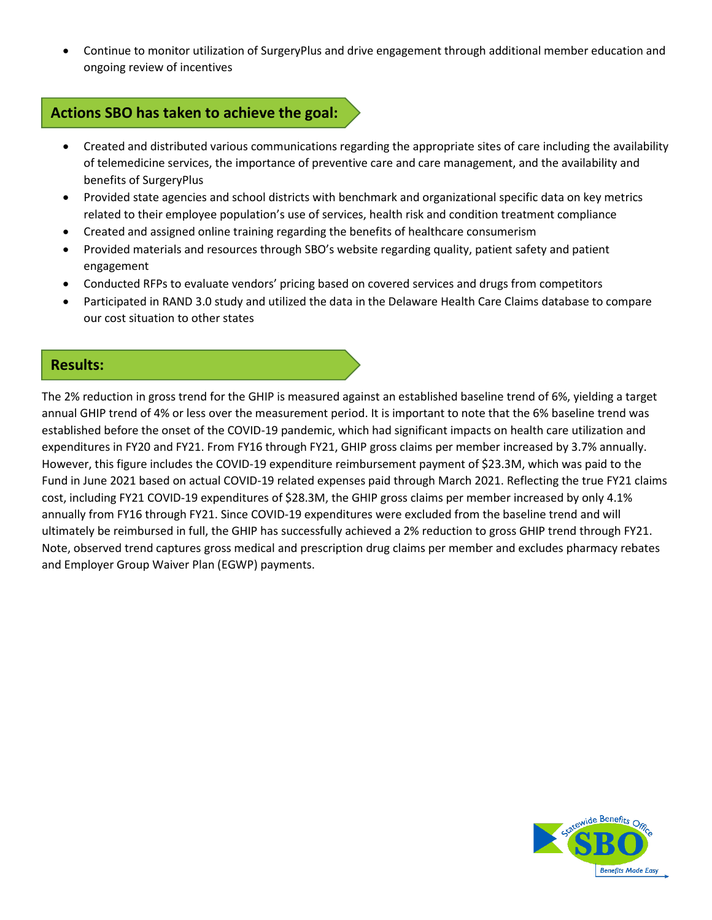- Continue to monitor utilization of SurgeryPlus and drive engagement through additional member education and ongoing review of incentives

## Actions SBO has taken to achieve the goal:

- Created and distributed various communications regarding the appropriate sites of care including the availability of telemedicine services, the importance of preventive care and care management, and the availability and benefits of SurgeryPlus
- Provided state agencies and school districts with benchmark and organizational specific data on key metrics related to their employee population's use of services, health risk and condition treatment compliance
- Created and assigned online training regarding the benefits of healthcare consumerism
- Provided materials and resources through SBO's website regarding quality, patient safety and patient engagement
- Conducted RFPs to evaluate vendors' pricing based on covered services and drugs from competitors
- Participated in RAND 3.0 study and utilized the data in the Delaware Health Care Claims database to compare our cost situation to other states

## Results:

The 2% reduction in gross trend for the GHIP is measured against an established baseline trend of 6%, yielding a target annual GHIP trend of 4% or less over the measurement period. It is important to note that the 6% baseline trend was established before the onset of the COVID-19 pandemic, which had significant impacts on health care utilization and expenditures in FY20 and FY21. From FY16 through FY21, GHIP gross claims per member increased by 3.7% annually. However, this figure includes the COVID-19 expenditure reimbursement payment of $23.3M, which was paid to the Fund in June 2021 based on actual COVID-19 related expenses paid through March 2021. Reflecting the true FY21 claims cost, including FY21 COVID-19 expenditures of $28.3M, the GHIP gross claims per member increased by only 4.1% annually from FY16 through FY21. Since COVID-19 expenditures were excluded from the baseline trend and will ultimately be reimbursed in full, the GHIP has successfully achieved a 2% reduction to gross GHIP trend through FY21. Note, observed trend captures gross medical and prescription drug claims per member and excludes pharmacy rebates and Employer Group Waiver Plan (EGWP) payments.